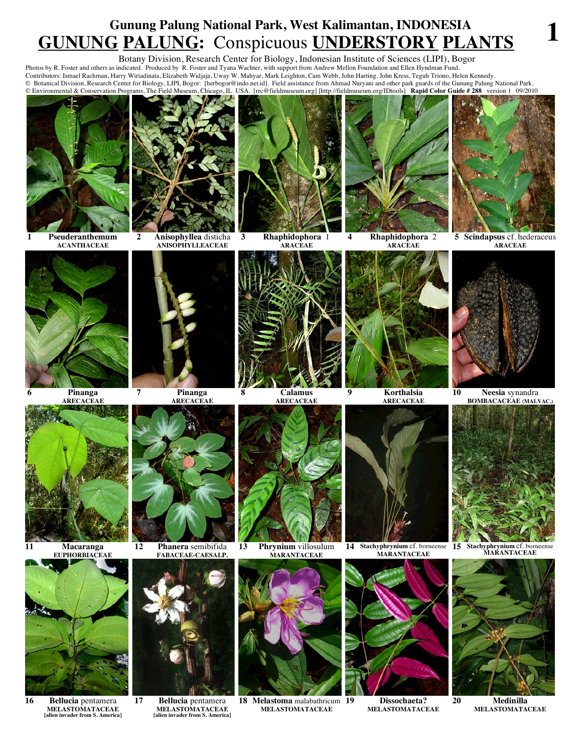# Gunung Palung National Park, West Kalimantan, INDONESIA

## GUNUNG PALUNG: Conspicuous UNDERSTORY PLANTS

Botany Division, Research Center for Biology, Indonesian Institute of Sciences (LIPI), Bogor

Photos by R. Foster and others as indicated. Produced by R. Foster and Tyana Wachter, with support from Andrew Mellon Foundation and Ellen Hyndman Fund.
Contributors: Ismael Rachman, Harry Wiriadinata, Elizabeth Widjaja, Uway W. Mahyar, Mark Leighton, Cam Webb, John Harting. John Kress, Teguh Triono, Helen Kennedy.
© Botanical Division, Research Center for Biology, LIPI, Bogor: [herbogor@indo.net.id]. Field assistance from Ahmad Nuryani and other park guards of the Gunung Palung National Park.
© Environmental & Conservation Programs, The Field Museum, Chicago, IL USA. [rrc@fieldmuseum.org] [http://fieldmuseum.org/IDtools] **Rapid Color Guide # 288** version 1 09/2010

1 **Pseuderanthemum** ACANTHACEAE

2 **Anisophyllea** disticha ANISOPHYLLEACEAE

3 **Rhaphidophora** 1 ARACEAE

4 **Rhaphidophora** 2 ARACEAE

5 **Scindapsus** cf. hederaceus ARACEAE

6 **Pinanga** ARECACEAE

7 **Pinanga** ARECACEAE

8 **Calamus** ARECACEAE

9 **Korthalsia** ARECACEAE

10 **Neesia** synandra BOMBACACEAE (MALVAC.)

11 **Macaranga** EUPHORBIACEAE

12 **Phanera** semibifida FABACEAE-CAESALP.

13 **Phrynium** villosulum MARANTACEAE

14 **Stachyphrynium** cf. borneense MARANTACEAE

15 **Stachyphrynium** cf. borneense MARANTACEAE

16 **Bellucia** pentamera MELASTOMATACEAE [alien invader from S. America]

17 **Bellucia** pentamera MELASTOMATACEAE [alien invader from S. America]

18 **Melastoma** malabathricum MELASTOMATACEAE

19 **Dissochaeta?** MELASTOMATACEAE

20 **Medinilla** MELASTOMATACEAE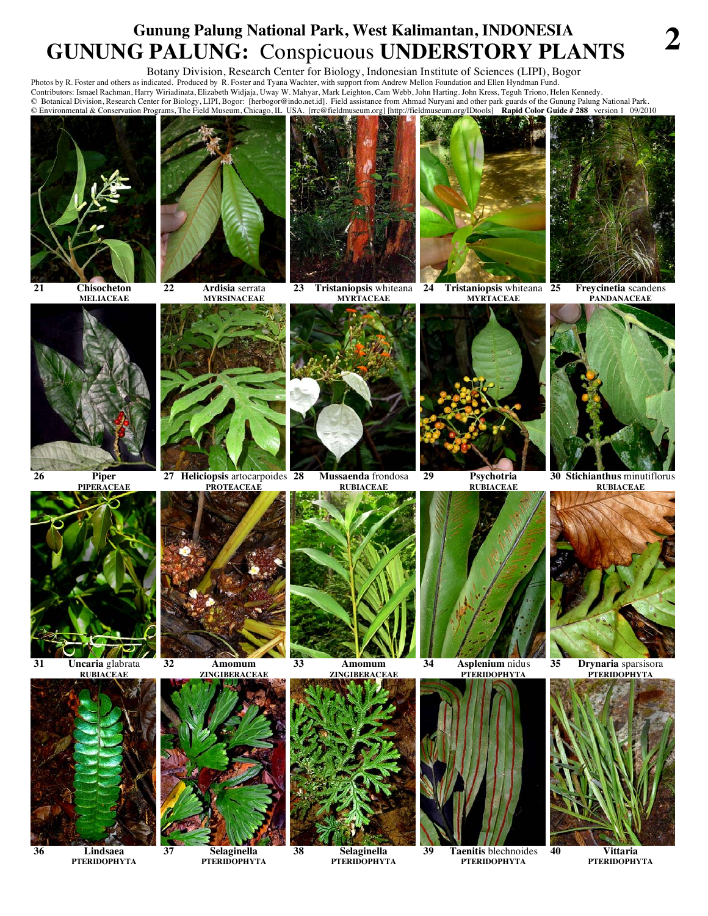# Gunung Palung National Park, West Kalimantan, INDONESIA

## GUNUNG PALUNG: Conspicuous UNDERSTORY PLANTS

Botany Division, Research Center for Biology, Indonesian Institute of Sciences (LIPI), Bogor

Photos by R. Foster and others as indicated. Produced by R. Foster and Tyana Wachter, with support from Andrew Mellon Foundation and Ellen Hyndman Fund.
Contributors: Ismael Rachman, Harry Wiriadinata, Elizabeth Widjaja, Uway W. Mahyar, Mark Leighton, Cam Webb, John Harting. John Kress, Teguh Triono, Helen Kennedy.
© Botanical Division, Research Center for Biology, LIPI, Bogor: [herbogor@indo.net.id]. Field assistance from Ahmad Nuryani and other park guards of the Gunung Palung National Park.
© Environmental & Conservation Programs, The Field Museum, Chicago, IL USA. [rrc@fieldmuseum.org] [http://fieldmuseum.org/IDtools] **Rapid Color Guide # 288** version 1 09/2010

21 **Chisocheton** MELIACEAE

22 **Ardisia** serrata MYRSINACEAE

23 **Tristaniopsis** whiteana MYRTACEAE

24 **Tristaniopsis** whiteana MYRTACEAE

25 **Freycinetia** scandens PANDANACEAE

26 **Piper** PIPERACEAE

27 **Heliciopsis** artocarpoides PROTEACEAE

28 **Mussaenda** frondosa RUBIACEAE

29 **Psychotria** RUBIACEAE

30 **Stichianthus** minutiflorus RUBIACEAE

31 **Uncaria** glabrata RUBIACEAE

32 **Amomum** ZINGIBERACEAE

33 **Amomum** ZINGIBERACEAE

34 **Asplenium** nidus PTERIDOPHYTA

35 **Drynaria** sparsisora PTERIDOPHYTA

36 **Lindsaea** PTERIDOPHYTA

37 **Selaginella** PTERIDOPHYTA

38 **Selaginella** PTERIDOPHYTA

39 **Taenitis** blechnoides PTERIDOPHYTA

40 **Vittaria** PTERIDOPHYTA